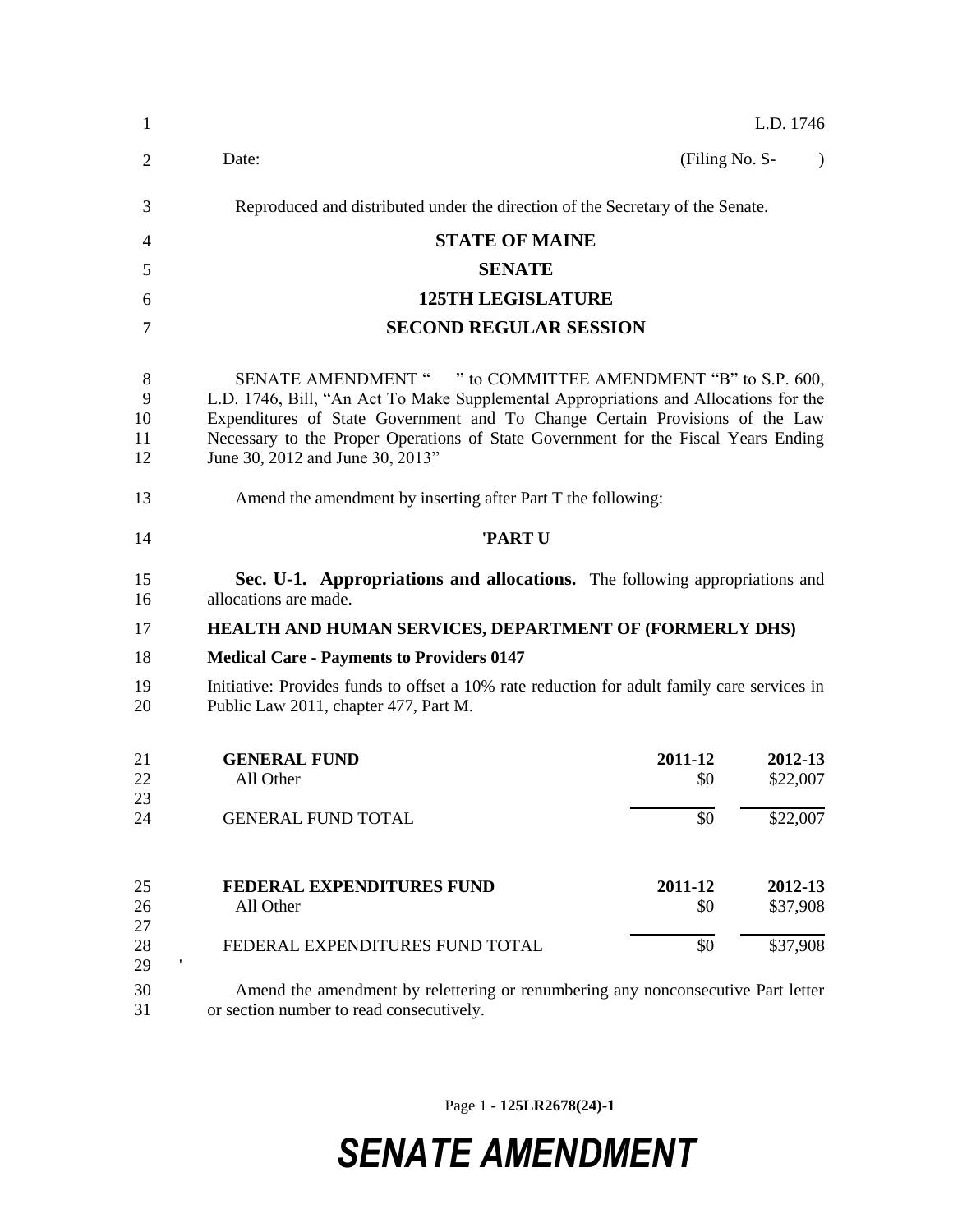L.D. 1746

Date: (Filing No. S- )

Reproduced and distributed under the direction of the Secretary of the Senate.

**STATE OF MAINE**

**SENATE**

**125TH LEGISLATURE**

**SECOND REGULAR SESSION**

SENATE AMENDMENT " " to COMMITTEE AMENDMENT "B" to S.P. 600, L.D. 1746, Bill, "An Act To Make Supplemental Appropriations and Allocations for the Expenditures of State Government and To Change Certain Provisions of the Law Necessary to the Proper Operations of State Government for the Fiscal Years Ending June 30, 2012 and June 30, 2013"

Amend the amendment by inserting after Part T the following:

**'PART U**

**Sec. U-1. Appropriations and allocations.** The following appropriations and allocations are made.

**HEALTH AND HUMAN SERVICES, DEPARTMENT OF (FORMERLY DHS)**

**Medical Care - Payments to Providers 0147**

Initiative: Provides funds to offset a 10% rate reduction for adult family care services in Public Law 2011, chapter 477, Part M.

| **GENERAL FUND** | **2011-12** | **2012-13** |
|---|---|---|
| All Other | $0 | $22,007 |
| GENERAL FUND TOTAL | $0 | $22,007 |

| **FEDERAL EXPENDITURES FUND** | **2011-12** | **2012-13** |
|---|---|---|
| All Other | $0 | $37,908 |
| FEDERAL EXPENDITURES FUND TOTAL | $0 | $37,908 |

'

Amend the amendment by relettering or renumbering any nonconsecutive Part letter or section number to read consecutively.

Page 1 - **125LR2678(24)-1**

***SENATE AMENDMENT***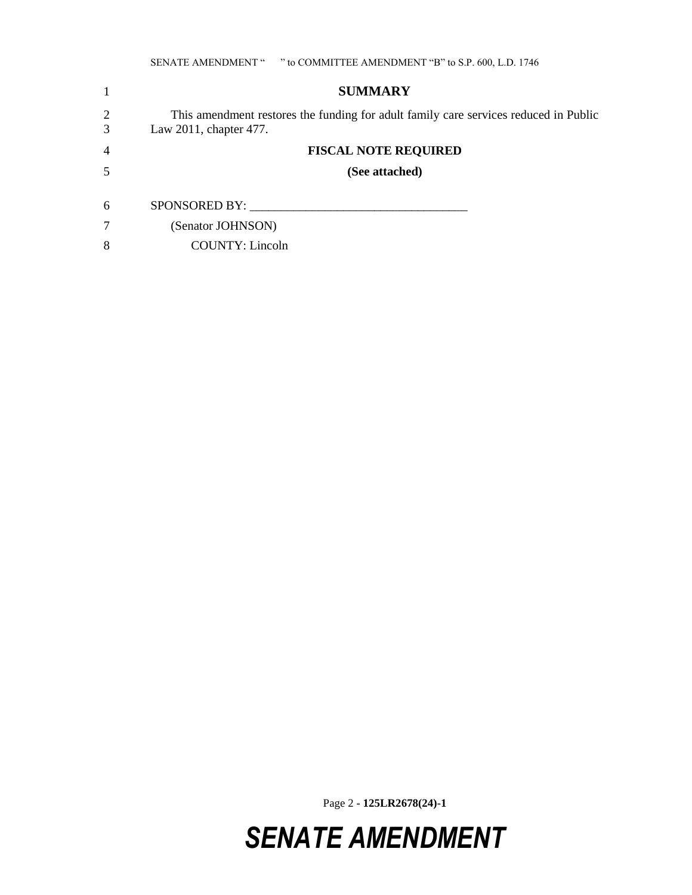## SUMMARY

This amendment restores the funding for adult family care services reduced in Public Law 2011, chapter 477.

**FISCAL NOTE REQUIRED**

**(See attached)**

SPONSORED BY: ____________________________________

(Senator JOHNSON)

COUNTY: Lincoln